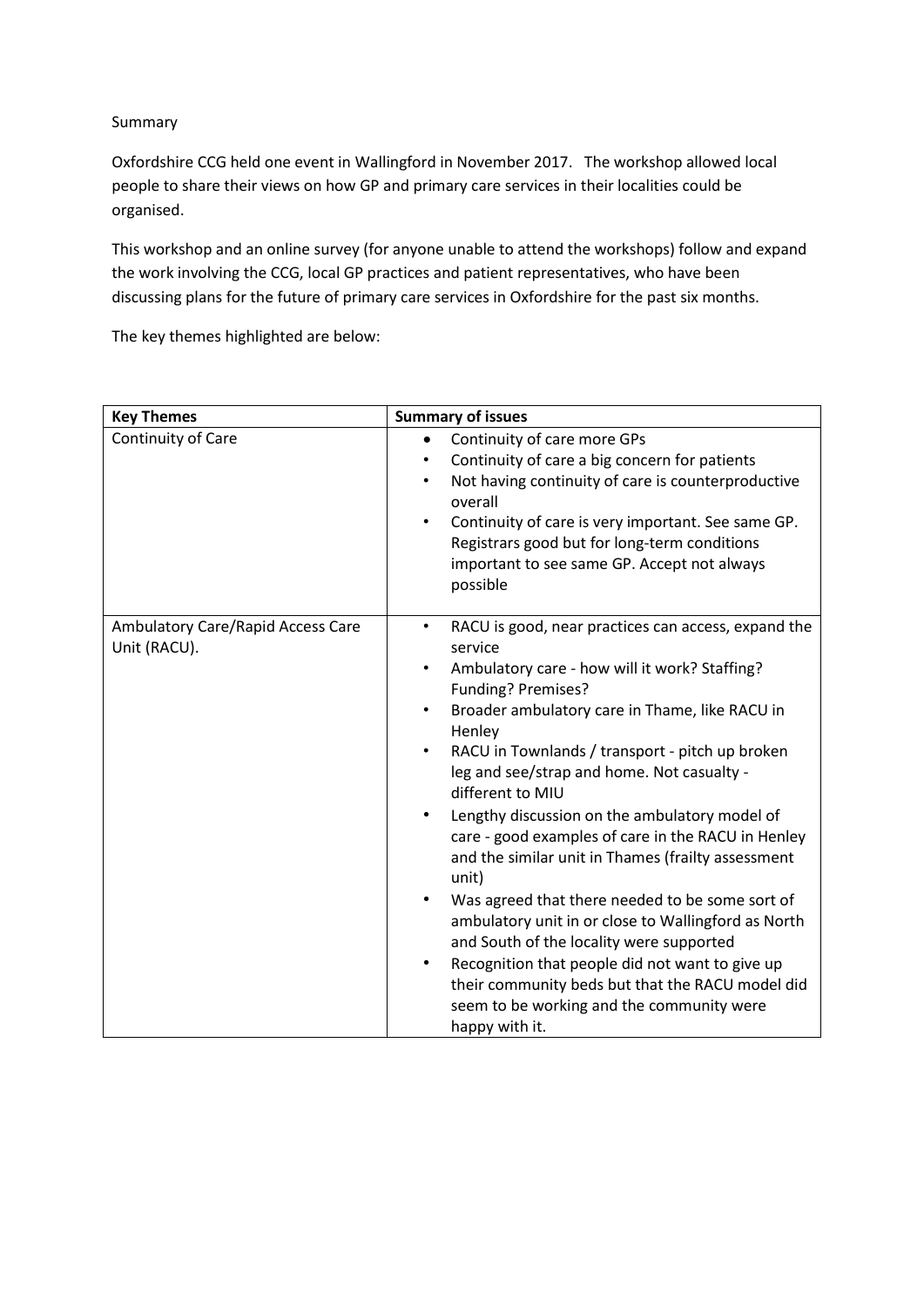Summary

Oxfordshire CCG held one event in Wallingford in November 2017. The workshop allowed local people to share their views on how GP and primary care services in their localities could be organised.

This workshop and an online survey (for anyone unable to attend the workshops) follow and expand the work involving the CCG, local GP practices and patient representatives, who have been discussing plans for the future of primary care services in Oxfordshire for the past six months.

The key themes highlighted are below:

| Key Themes | Summary of issues |
| --- | --- |
| Continuity of Care | • Continuity of care more GPs<br>• Continuity of care a big concern for patients<br>• Not having continuity of care is counterproductive overall<br>• Continuity of care is very important. See same GP. Registrars good but for long-term conditions important to see same GP. Accept not always possible |
| Ambulatory Care/Rapid Access Care Unit (RACU). | • RACU is good, near practices can access, expand the service<br>• Ambulatory care - how will it work? Staffing? Funding? Premises?<br>• Broader ambulatory care in Thame, like RACU in Henley<br>• RACU in Townlands / transport - pitch up broken leg and see/strap and home. Not casualty - different to MIU<br>• Lengthy discussion on the ambulatory model of care - good examples of care in the RACU in Henley and the similar unit in Thames (frailty assessment unit)<br>• Was agreed that there needed to be some sort of ambulatory unit in or close to Wallingford as North and South of the locality were supported<br>• Recognition that people did not want to give up their community beds but that the RACU model did seem to be working and the community were happy with it. |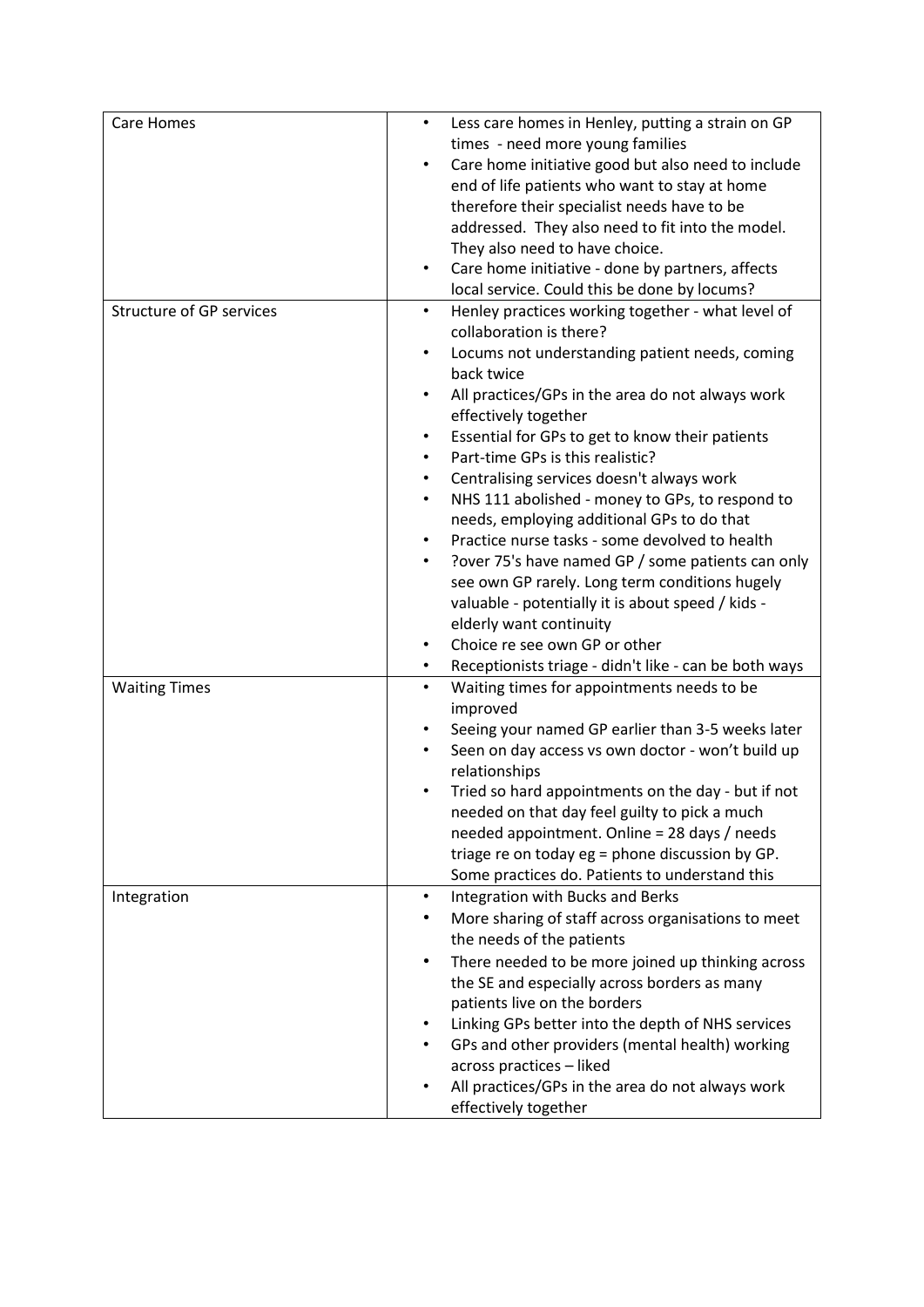| | |
|---|---|
| Care Homes | • Less care homes in Henley, putting a strain on GP times - need more young families<br>• Care home initiative good but also need to include end of life patients who want to stay at home therefore their specialist needs have to be addressed. They also need to fit into the model. They also need to have choice.<br>• Care home initiative - done by partners, affects local service. Could this be done by locums? |
| Structure of GP services | • Henley practices working together - what level of collaboration is there?<br>• Locums not understanding patient needs, coming back twice<br>• All practices/GPs in the area do not always work effectively together<br>• Essential for GPs to get to know their patients<br>• Part-time GPs is this realistic?<br>• Centralising services doesn't always work<br>• NHS 111 abolished - money to GPs, to respond to needs, employing additional GPs to do that<br>• Practice nurse tasks - some devolved to health<br>• ?over 75's have named GP / some patients can only see own GP rarely. Long term conditions hugely valuable - potentially it is about speed / kids - elderly want continuity<br>• Choice re see own GP or other<br>• Receptionists triage - didn't like - can be both ways |
| Waiting Times | • Waiting times for appointments needs to be improved<br>• Seeing your named GP earlier than 3-5 weeks later<br>• Seen on day access vs own doctor - won't build up relationships<br>• Tried so hard appointments on the day - but if not needed on that day feel guilty to pick a much needed appointment. Online = 28 days / needs triage re on today eg = phone discussion by GP. Some practices do. Patients to understand this |
| Integration | • Integration with Bucks and Berks<br>• More sharing of staff across organisations to meet the needs of the patients<br>• There needed to be more joined up thinking across the SE and especially across borders as many patients live on the borders<br>• Linking GPs better into the depth of NHS services<br>• GPs and other providers (mental health) working across practices – liked<br>• All practices/GPs in the area do not always work effectively together |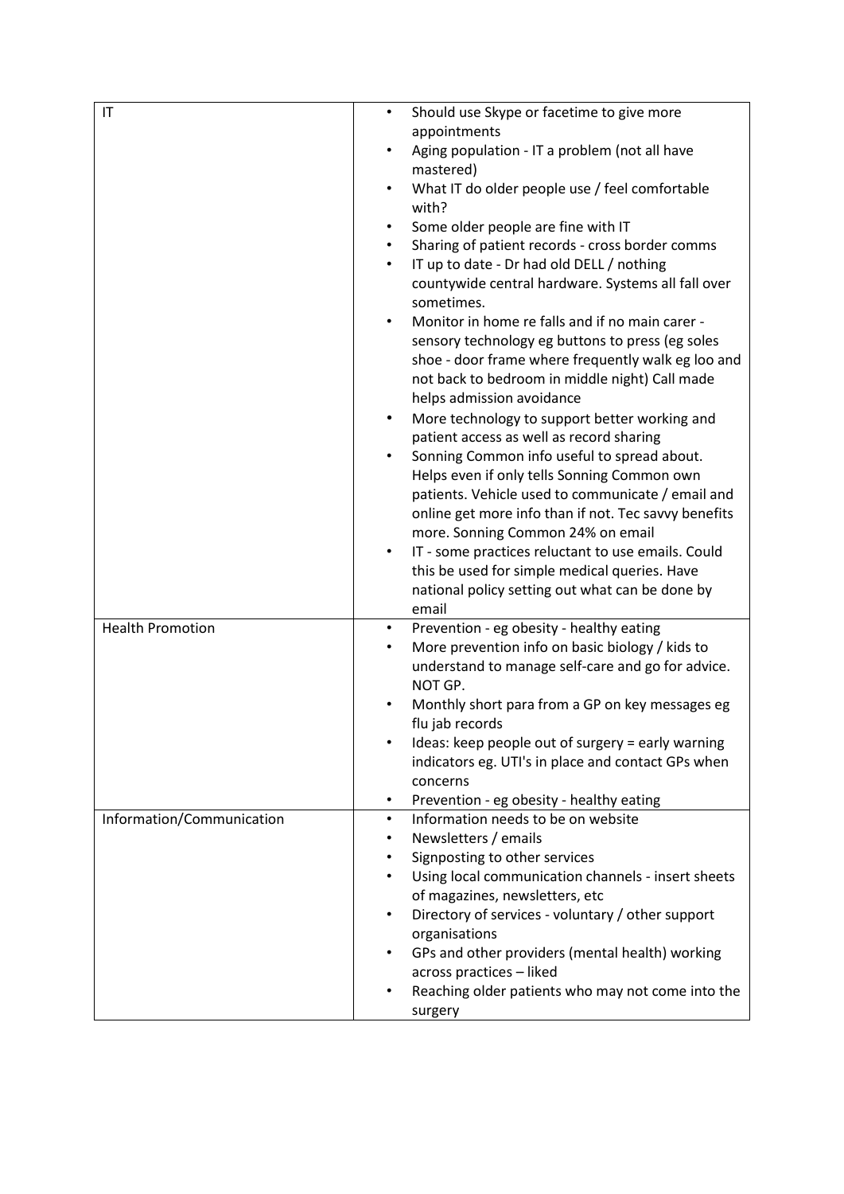| IT | • Should use Skype or facetime to give more appointments<br>• Aging population - IT a problem (not all have mastered)<br>• What IT do older people use / feel comfortable with?<br>• Some older people are fine with IT<br>• Sharing of patient records - cross border comms<br>• IT up to date - Dr had old DELL / nothing countywide central hardware. Systems all fall over sometimes.<br>• Monitor in home re falls and if no main carer - sensory technology eg buttons to press (eg soles shoe - door frame where frequently walk eg loo and not back to bedroom in middle night) Call made helps admission avoidance<br>• More technology to support better working and patient access as well as record sharing<br>• Sonning Common info useful to spread about. Helps even if only tells Sonning Common own patients. Vehicle used to communicate / email and online get more info than if not. Tec savvy benefits more. Sonning Common 24% on email<br>• IT - some practices reluctant to use emails. Could this be used for simple medical queries. Have national policy setting out what can be done by email |
|---|---|
| Health Promotion | • Prevention - eg obesity - healthy eating<br>• More prevention info on basic biology / kids to understand to manage self-care and go for advice. NOT GP.<br>• Monthly short para from a GP on key messages eg flu jab records<br>• Ideas: keep people out of surgery = early warning indicators eg. UTI's in place and contact GPs when concerns<br>• Prevention - eg obesity - healthy eating |
| Information/Communication | • Information needs to be on website<br>• Newsletters / emails<br>• Signposting to other services<br>• Using local communication channels - insert sheets of magazines, newsletters, etc<br>• Directory of services - voluntary / other support organisations<br>• GPs and other providers (mental health) working across practices – liked<br>• Reaching older patients who may not come into the surgery |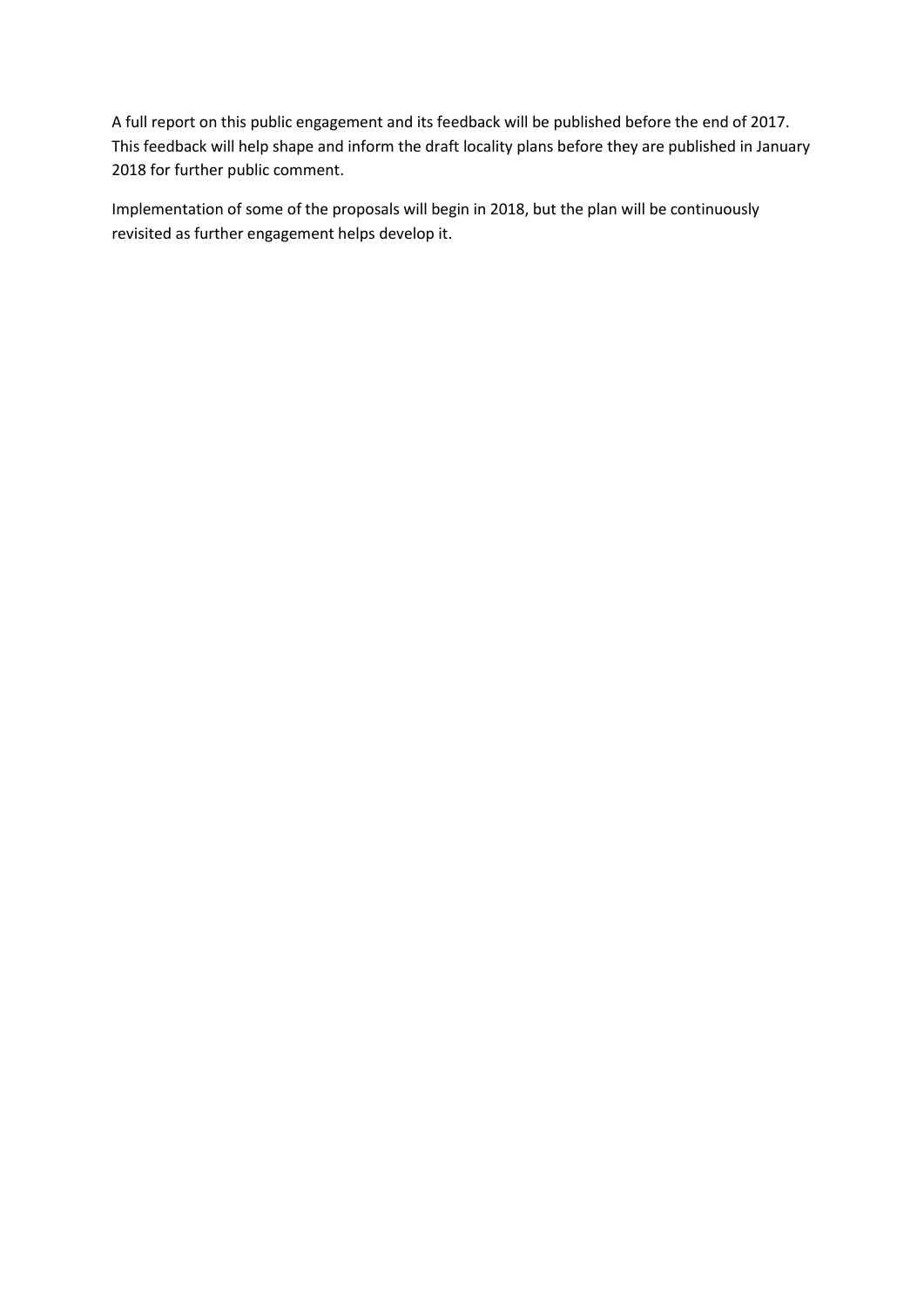A full report on this public engagement and its feedback will be published before the end of 2017. This feedback will help shape and inform the draft locality plans before they are published in January 2018 for further public comment.

Implementation of some of the proposals will begin in 2018, but the plan will be continuously revisited as further engagement helps develop it.